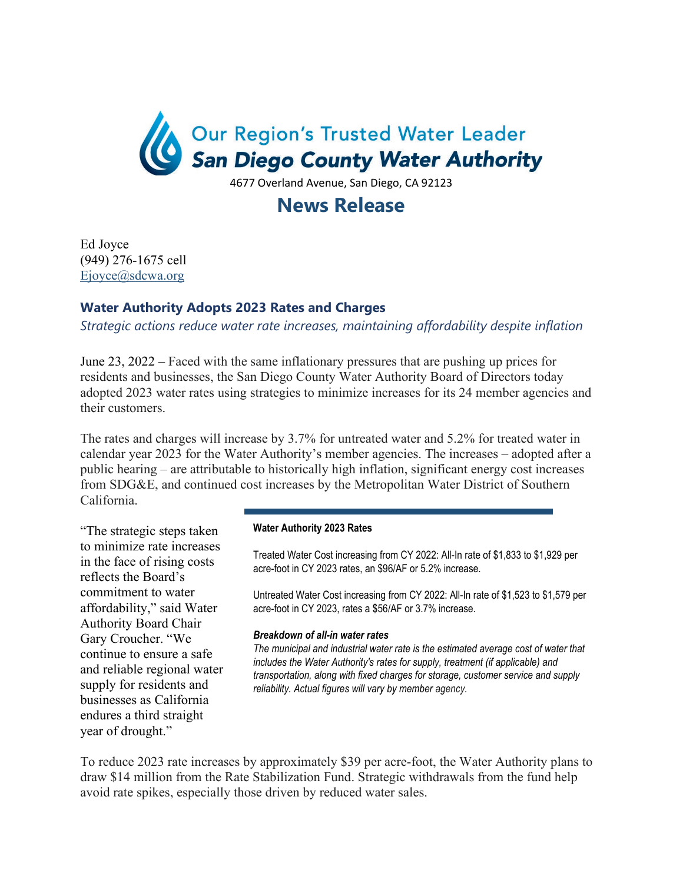Our Region's Trusted Water Leader

**San Diego County Water Authority**

4677 Overland Avenue, San Diego, CA 92123

# News Release

Ed Joyce
(949) 276-1675 cell
Ejoyce@sdcwa.org

## Water Authority Adopts 2023 Rates and Charges

*Strategic actions reduce water rate increases, maintaining affordability despite inflation*

June 23, 2022 – Faced with the same inflationary pressures that are pushing up prices for residents and businesses, the San Diego County Water Authority Board of Directors today adopted 2023 water rates using strategies to minimize increases for its 24 member agencies and their customers.

The rates and charges will increase by 3.7% for untreated water and 5.2% for treated water in calendar year 2023 for the Water Authority's member agencies. The increases – adopted after a public hearing – are attributable to historically high inflation, significant energy cost increases from SDG&E, and continued cost increases by the Metropolitan Water District of Southern California.

"The strategic steps taken to minimize rate increases in the face of rising costs reflects the Board's commitment to water affordability," said Water Authority Board Chair Gary Croucher. "We continue to ensure a safe and reliable regional water supply for residents and businesses as California endures a third straight year of drought."

**Water Authority 2023 Rates**

Treated Water Cost increasing from CY 2022: All-In rate of $1,833 to $1,929 per acre-foot in CY 2023 rates, an $96/AF or 5.2% increase.

Untreated Water Cost increasing from CY 2022: All-In rate of $1,523 to $1,579 per acre-foot in CY 2023, rates a $56/AF or 3.7% increase.

***Breakdown of all-in water rates***

*The municipal and industrial water rate is the estimated average cost of water that includes the Water Authority's rates for supply, treatment (if applicable) and transportation, along with fixed charges for storage, customer service and supply reliability. Actual figures will vary by member agency.*

To reduce 2023 rate increases by approximately $39 per acre-foot, the Water Authority plans to draw $14 million from the Rate Stabilization Fund. Strategic withdrawals from the fund help avoid rate spikes, especially those driven by reduced water sales.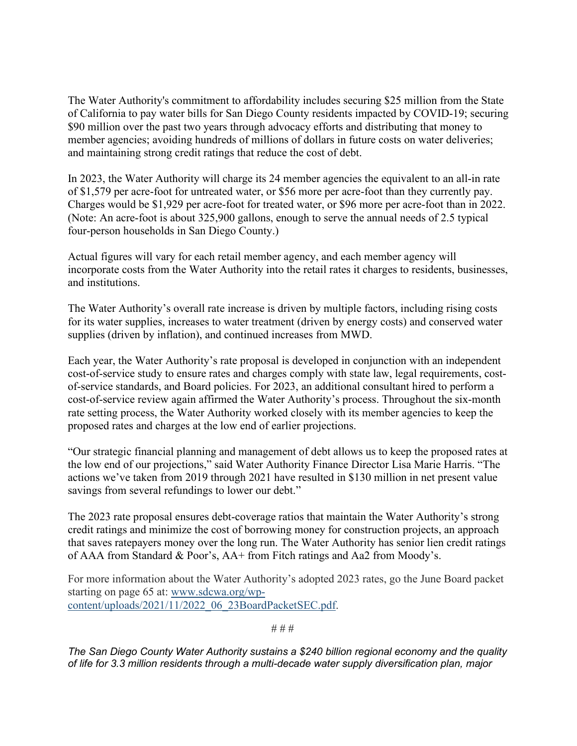The Water Authority's commitment to affordability includes securing $25 million from the State of California to pay water bills for San Diego County residents impacted by COVID-19; securing $90 million over the past two years through advocacy efforts and distributing that money to member agencies; avoiding hundreds of millions of dollars in future costs on water deliveries; and maintaining strong credit ratings that reduce the cost of debt.

In 2023, the Water Authority will charge its 24 member agencies the equivalent to an all-in rate of $1,579 per acre-foot for untreated water, or $56 more per acre-foot than they currently pay. Charges would be $1,929 per acre-foot for treated water, or $96 more per acre-foot than in 2022. (Note: An acre-foot is about 325,900 gallons, enough to serve the annual needs of 2.5 typical four-person households in San Diego County.)

Actual figures will vary for each retail member agency, and each member agency will incorporate costs from the Water Authority into the retail rates it charges to residents, businesses, and institutions.

The Water Authority's overall rate increase is driven by multiple factors, including rising costs for its water supplies, increases to water treatment (driven by energy costs) and conserved water supplies (driven by inflation), and continued increases from MWD.

Each year, the Water Authority's rate proposal is developed in conjunction with an independent cost-of-service study to ensure rates and charges comply with state law, legal requirements, cost-of-service standards, and Board policies. For 2023, an additional consultant hired to perform a cost-of-service review again affirmed the Water Authority's process. Throughout the six-month rate setting process, the Water Authority worked closely with its member agencies to keep the proposed rates and charges at the low end of earlier projections.

"Our strategic financial planning and management of debt allows us to keep the proposed rates at the low end of our projections," said Water Authority Finance Director Lisa Marie Harris. "The actions we've taken from 2019 through 2021 have resulted in $130 million in net present value savings from several refundings to lower our debt."

The 2023 rate proposal ensures debt-coverage ratios that maintain the Water Authority's strong credit ratings and minimize the cost of borrowing money for construction projects, an approach that saves ratepayers money over the long run. The Water Authority has senior lien credit ratings of AAA from Standard & Poor's, AA+ from Fitch ratings and Aa2 from Moody's.

For more information about the Water Authority's adopted 2023 rates, go the June Board packet starting on page 65 at: [www.sdcwa.org/wp-content/uploads/2021/11/2022_06_23BoardPacketSEC.pdf](http://www.sdcwa.org/wp-content/uploads/2021/11/2022_06_23BoardPacketSEC.pdf).

# # #

*The San Diego County Water Authority sustains a $240 billion regional economy and the quality of life for 3.3 million residents through a multi-decade water supply diversification plan, major*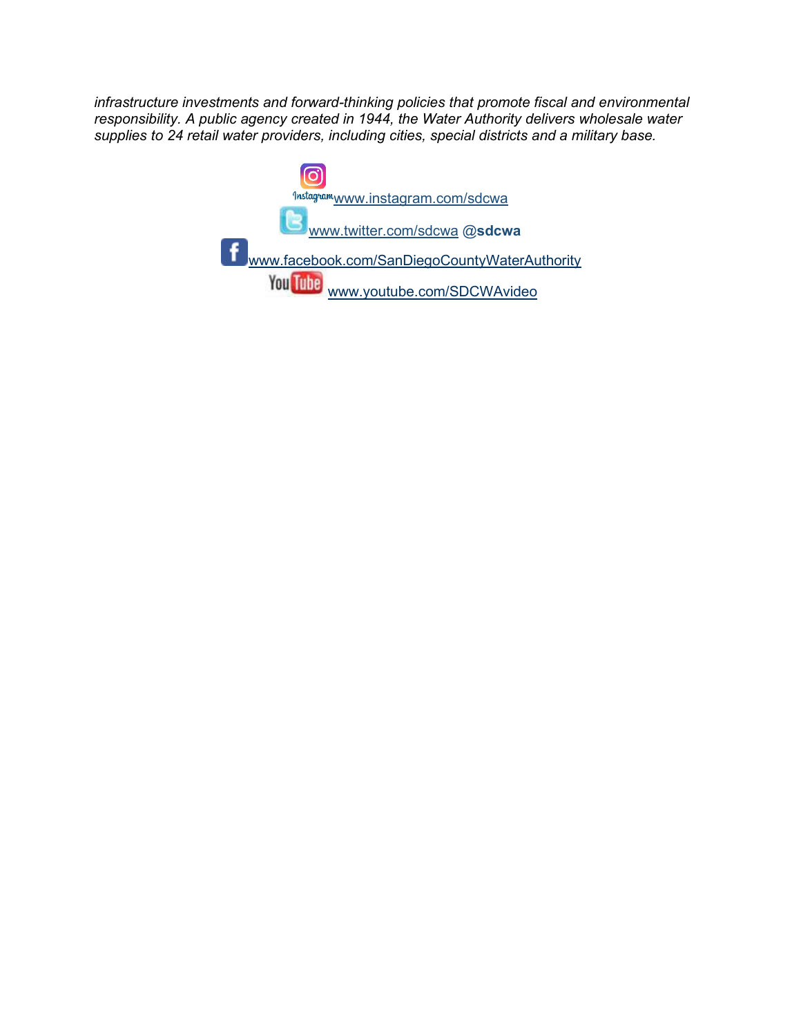*infrastructure investments and forward-thinking policies that promote fiscal and environmental responsibility. A public agency created in 1944, the Water Authority delivers wholesale water supplies to 24 retail water providers, including cities, special districts and a military base.*

Instagram www.instagram.com/sdcwa

www.twitter.com/sdcwa **@sdcwa**

www.facebook.com/SanDiegoCountyWaterAuthority

YouTube www.youtube.com/SDCWAvideo